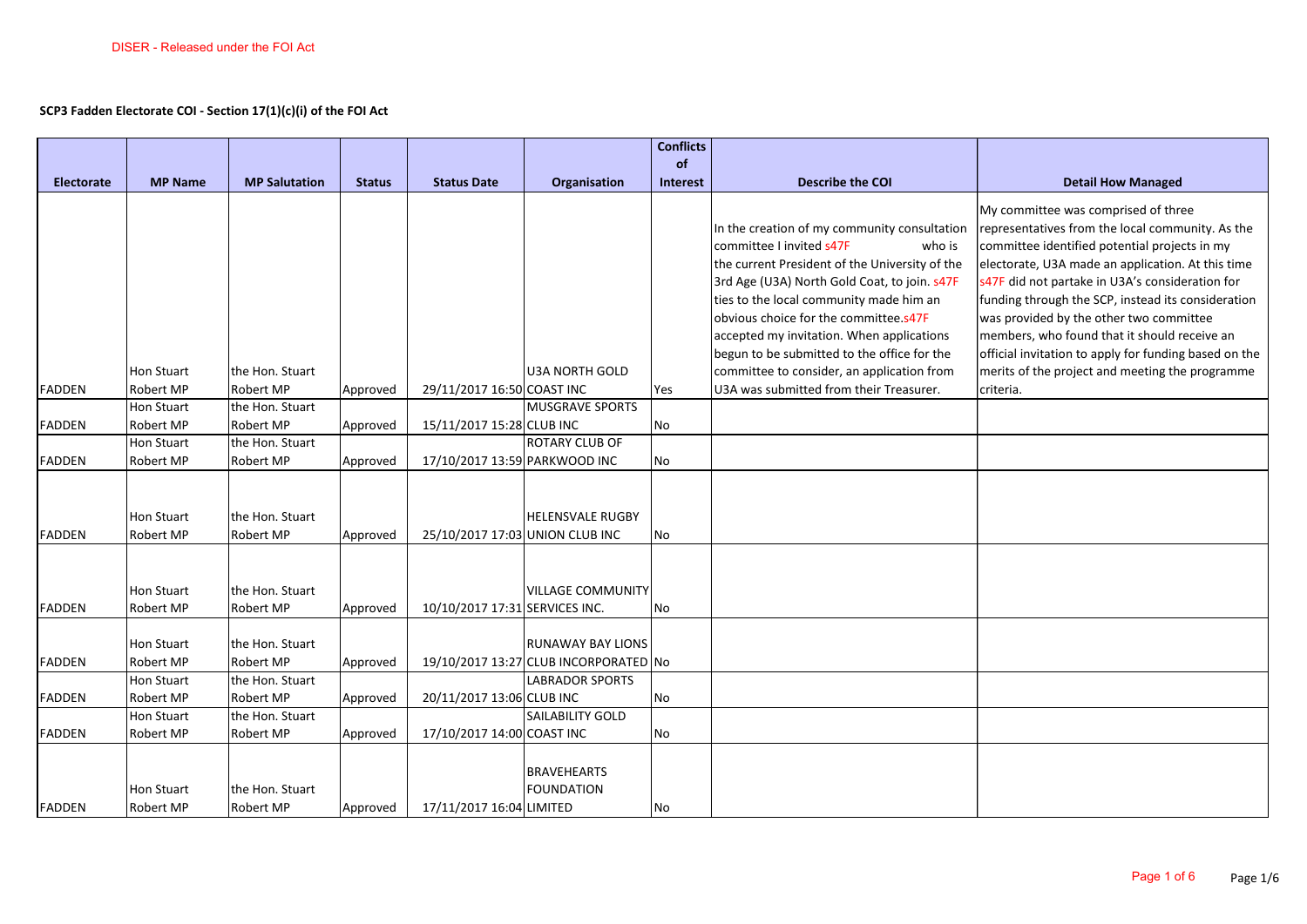DISER - Released under the FOI Act

**SCP3 Fadden Electorate COI - Section 17(1)(c)(i) of the FOI Act**

| Electorate | MP Name | MP Salutation | Status | Status Date | Organisation | Conflicts of Interest | Describe the COI | Detail How Managed |
|---|---|---|---|---|---|---|---|---|
| FADDEN | Hon Stuart Robert MP | the Hon. Stuart Robert MP | Approved | 29/11/2017 16:50 | U3A NORTH GOLD COAST INC | Yes | In the creation of my community consultation committee I invited s47F who is the current President of the University of the 3rd Age (U3A) North Gold Coast, to join. s47F ties to the local community made him an obvious choice for the committee.s47F accepted my invitation. When applications begun to be submitted to the office for the committee to consider, an application from U3A was submitted from their Treasurer. | My committee was comprised of three representatives from the local community. As the committee identified potential projects in my electorate, U3A made an application. At this time s47F did not partake in U3A's consideration for funding through the SCP, instead its consideration was provided by the other two committee members, who found that it should receive an official invitation to apply for funding based on the merits of the project and meeting the programme criteria. |
| FADDEN | Hon Stuart Robert MP | the Hon. Stuart Robert MP | Approved | 15/11/2017 15:28 | MUSGRAVE SPORTS CLUB INC | No | | |
| FADDEN | Hon Stuart Robert MP | the Hon. Stuart Robert MP | Approved | 17/10/2017 13:59 | ROTARY CLUB OF PARKWOOD INC | No | | |
| FADDEN | Hon Stuart Robert MP | the Hon. Stuart Robert MP | Approved | 25/10/2017 17:03 | HELENSVALE RUGBY UNION CLUB INC | No | | |
| FADDEN | Hon Stuart Robert MP | the Hon. Stuart Robert MP | Approved | 10/10/2017 17:31 | VILLAGE COMMUNITY SERVICES INC. | No | | |
| FADDEN | Hon Stuart Robert MP | the Hon. Stuart Robert MP | Approved | 19/10/2017 13:27 | RUNAWAY BAY LIONS CLUB INCORPORATED | No | | |
| FADDEN | Hon Stuart Robert MP | the Hon. Stuart Robert MP | Approved | 20/11/2017 13:06 | LABRADOR SPORTS CLUB INC | No | | |
| FADDEN | Hon Stuart Robert MP | the Hon. Stuart Robert MP | Approved | 17/10/2017 14:00 | SAILABILITY GOLD COAST INC | No | | |
| FADDEN | Hon Stuart Robert MP | the Hon. Stuart Robert MP | Approved | 17/11/2017 16:04 | BRAVEHEARTS FOUNDATION LIMITED | No | | |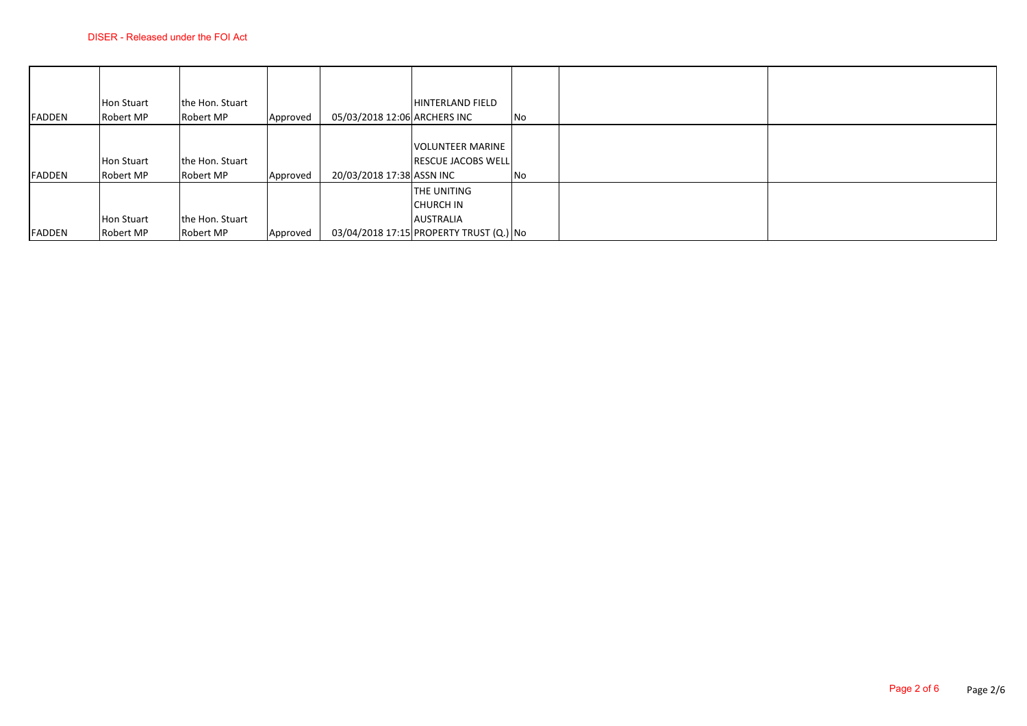| | | | | | | | | |
|---|---|---|---|---|---|---|---|---|
| FADDEN | Hon Stuart Robert MP | the Hon. Stuart Robert MP | Approved | 05/03/2018 12:06 | HINTERLAND FIELD ARCHERS INC | No | | |
| FADDEN | Hon Stuart Robert MP | the Hon. Stuart Robert MP | Approved | 20/03/2018 17:38 | VOLUNTEER MARINE RESCUE JACOBS WELL ASSN INC | No | | |
| FADDEN | Hon Stuart Robert MP | the Hon. Stuart Robert MP | Approved | 03/04/2018 17:15 | THE UNITING CHURCH IN AUSTRALIA PROPERTY TRUST (Q.) | No | | |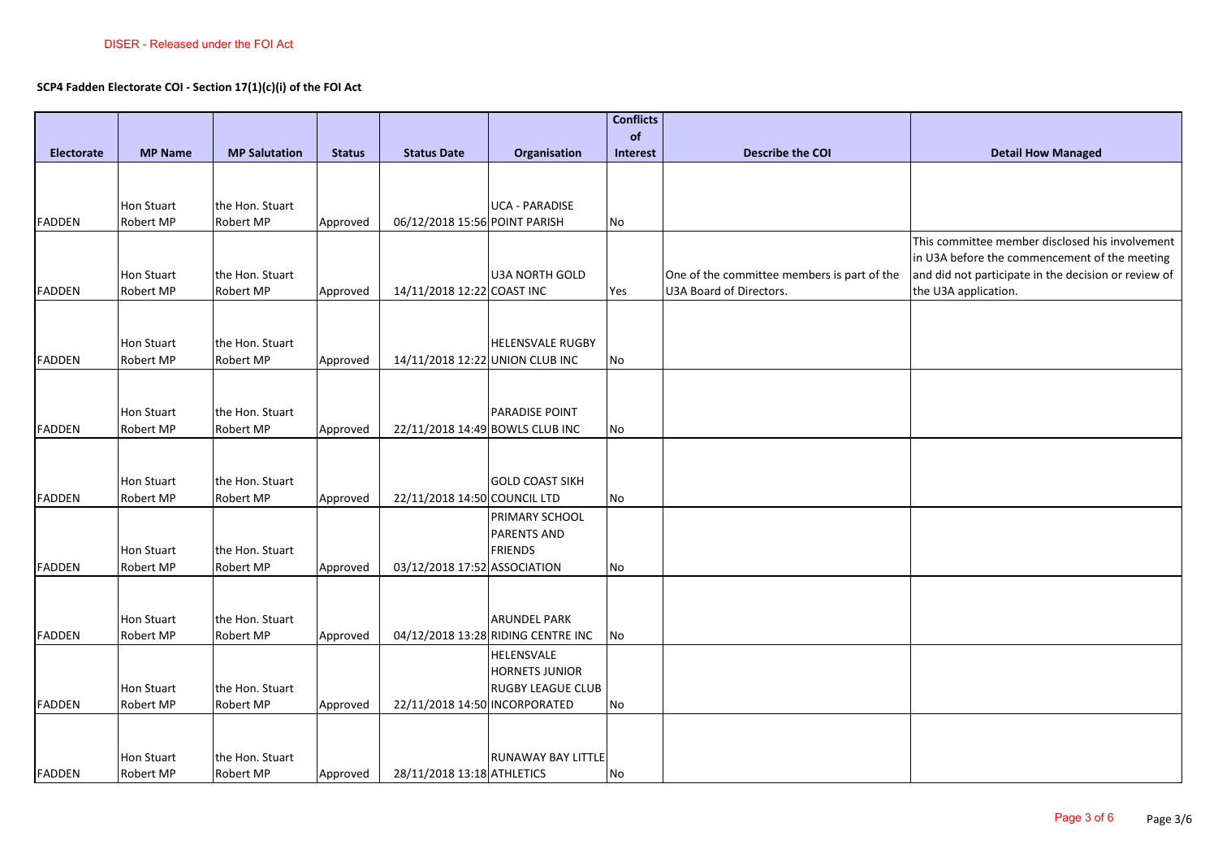DISER - Released under the FOI Act

**SCP4 Fadden Electorate COI - Section 17(1)(c)(i) of the FOI Act**

| Electorate | MP Name | MP Salutation | Status | Status Date | Organisation | Conflicts of Interest | Describe the COI | Detail How Managed |
|---|---|---|---|---|---|---|---|---|
| FADDEN | Hon Stuart Robert MP | the Hon. Stuart Robert MP | Approved | 06/12/2018 15:56 | UCA - PARADISE POINT PARISH | No | | |
| FADDEN | Hon Stuart Robert MP | the Hon. Stuart Robert MP | Approved | 14/11/2018 12:22 | U3A NORTH GOLD COAST INC | Yes | One of the committee members is part of the U3A Board of Directors. | This committee member disclosed his involvement in U3A before the commencement of the meeting and did not participate in the decision or review of the U3A application. |
| FADDEN | Hon Stuart Robert MP | the Hon. Stuart Robert MP | Approved | 14/11/2018 12:22 | HELENSVALE RUGBY UNION CLUB INC | No | | |
| FADDEN | Hon Stuart Robert MP | the Hon. Stuart Robert MP | Approved | 22/11/2018 14:49 | PARADISE POINT BOWLS CLUB INC | No | | |
| FADDEN | Hon Stuart Robert MP | the Hon. Stuart Robert MP | Approved | 22/11/2018 14:50 | GOLD COAST SIKH COUNCIL LTD | No | | |
| FADDEN | Hon Stuart Robert MP | the Hon. Stuart Robert MP | Approved | 03/12/2018 17:52 | PRIMARY SCHOOL PARENTS AND FRIENDS ASSOCIATION | No | | |
| FADDEN | Hon Stuart Robert MP | the Hon. Stuart Robert MP | Approved | 04/12/2018 13:28 | ARUNDEL PARK RIDING CENTRE INC | No | | |
| FADDEN | Hon Stuart Robert MP | the Hon. Stuart Robert MP | Approved | 22/11/2018 14:50 | HELENSVALE HORNETS JUNIOR RUGBY LEAGUE CLUB INCORPORATED | No | | |
| FADDEN | Hon Stuart Robert MP | the Hon. Stuart Robert MP | Approved | 28/11/2018 13:18 | RUNAWAY BAY LITTLE ATHLETICS | No | | |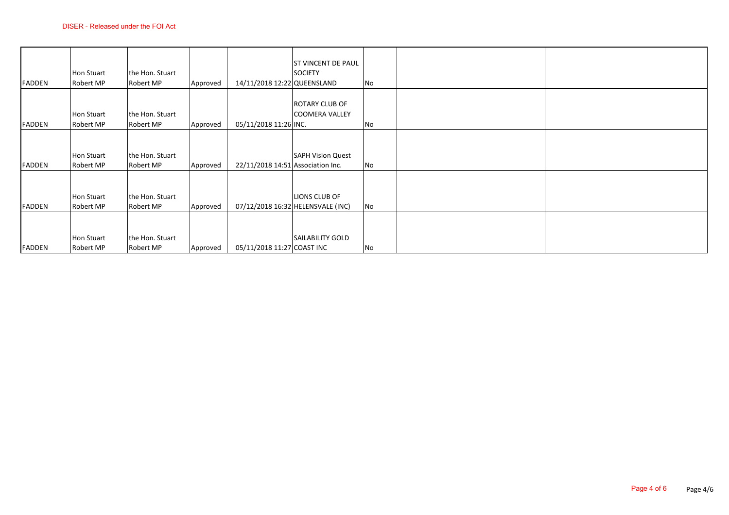| | | | | | | | | |
|---|---|---|---|---|---|---|---|---|
| FADDEN | Hon Stuart Robert MP | the Hon. Stuart Robert MP | Approved | 14/11/2018 12:22 | ST VINCENT DE PAUL SOCIETY QUEENSLAND | No | | |
| FADDEN | Hon Stuart Robert MP | the Hon. Stuart Robert MP | Approved | 05/11/2018 11:26 | ROTARY CLUB OF COOMERA VALLEY INC. | No | | |
| FADDEN | Hon Stuart Robert MP | the Hon. Stuart Robert MP | Approved | 22/11/2018 14:51 | SAPH Vision Quest Association Inc. | No | | |
| FADDEN | Hon Stuart Robert MP | the Hon. Stuart Robert MP | Approved | 07/12/2018 16:32 | LIONS CLUB OF HELENSVALE (INC) | No | | |
| FADDEN | Hon Stuart Robert MP | the Hon. Stuart Robert MP | Approved | 05/11/2018 11:27 | SAILABILITY GOLD COAST INC | No | | |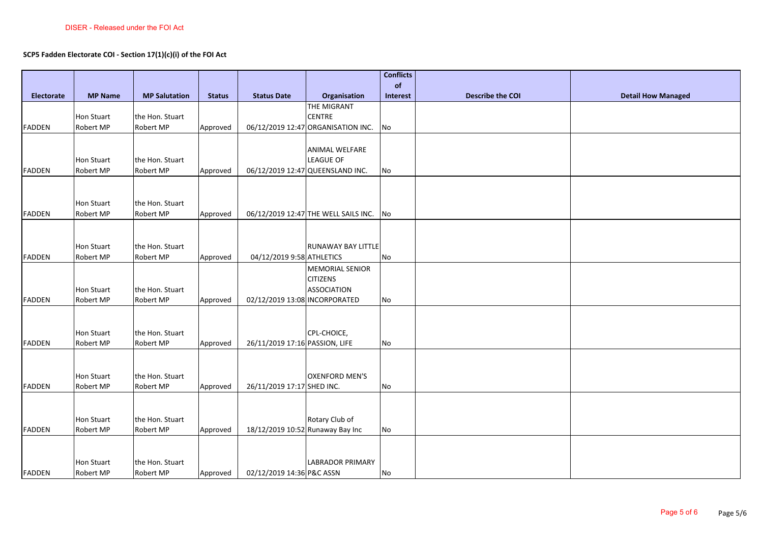DISER - Released under the FOI Act

**SCP5 Fadden Electorate COI - Section 17(1)(c)(i) of the FOI Act**

| Electorate | MP Name | MP Salutation | Status | Status Date | Organisation | Conflicts of Interest | Describe the COI | Detail How Managed |
|---|---|---|---|---|---|---|---|---|
| FADDEN | Hon Stuart Robert MP | the Hon. Stuart Robert MP | Approved | 06/12/2019 12:47 | THE MIGRANT CENTRE ORGANISATION INC. | No | | |
| FADDEN | Hon Stuart Robert MP | the Hon. Stuart Robert MP | Approved | 06/12/2019 12:47 | ANIMAL WELFARE LEAGUE OF QUEENSLAND INC. | No | | |
| FADDEN | Hon Stuart Robert MP | the Hon. Stuart Robert MP | Approved | 06/12/2019 12:47 | THE WELL SAILS INC. | No | | |
| FADDEN | Hon Stuart Robert MP | the Hon. Stuart Robert MP | Approved | 04/12/2019 9:58 | RUNAWAY BAY LITTLE ATHLETICS | No | | |
| FADDEN | Hon Stuart Robert MP | the Hon. Stuart Robert MP | Approved | 02/12/2019 13:08 | MEMORIAL SENIOR CITIZENS ASSOCIATION INCORPORATED | No | | |
| FADDEN | Hon Stuart Robert MP | the Hon. Stuart Robert MP | Approved | 26/11/2019 17:16 | CPL-CHOICE, PASSION, LIFE | No | | |
| FADDEN | Hon Stuart Robert MP | the Hon. Stuart Robert MP | Approved | 26/11/2019 17:17 | OXENFORD MEN'S SHED INC. | No | | |
| FADDEN | Hon Stuart Robert MP | the Hon. Stuart Robert MP | Approved | 18/12/2019 10:52 | Rotary Club of Runaway Bay Inc | No | | |
| FADDEN | Hon Stuart Robert MP | the Hon. Stuart Robert MP | Approved | 02/12/2019 14:36 | LABRADOR PRIMARY P&C ASSN | No | | |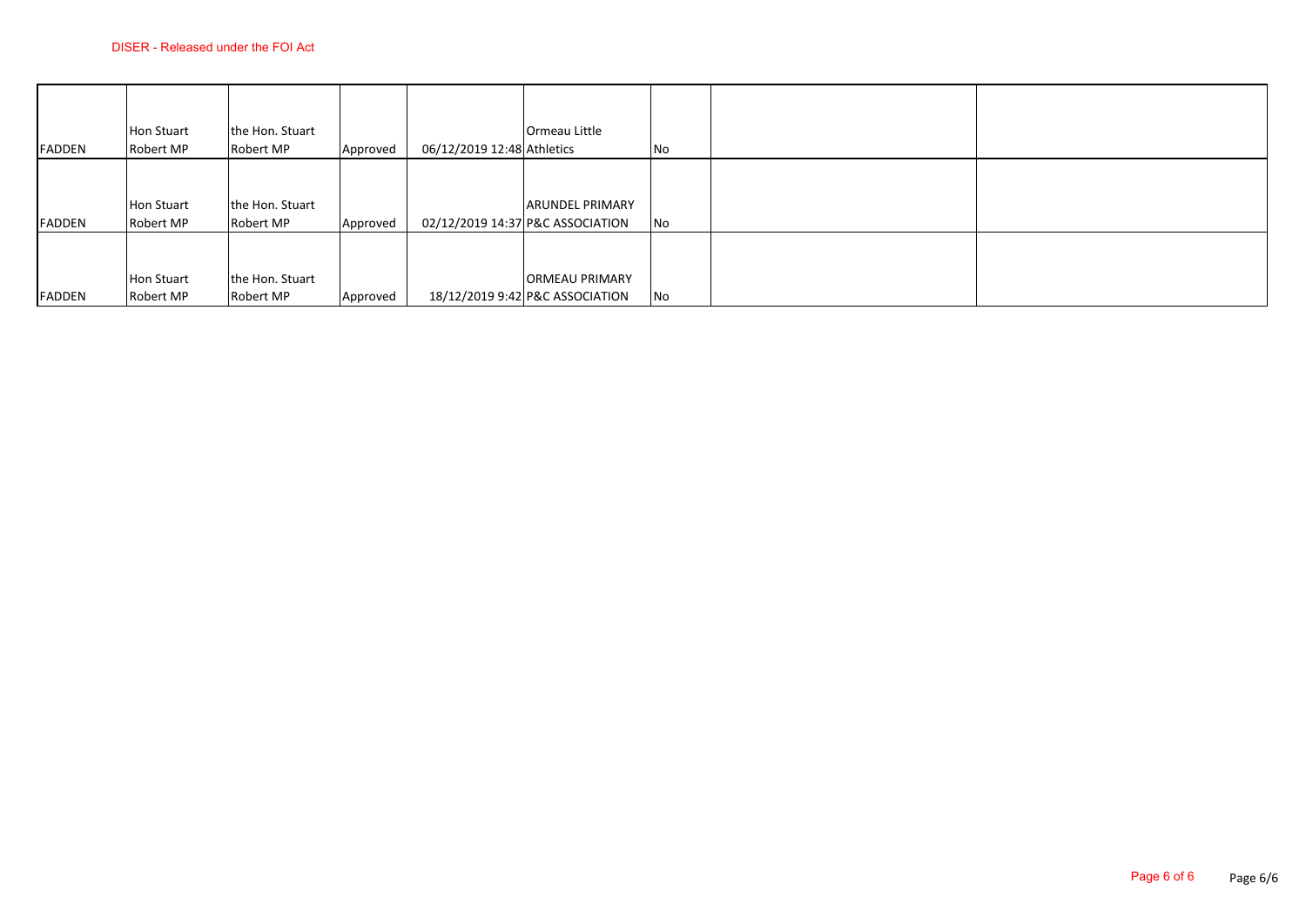| | | | | | | | | |
|---|---|---|---|---|---|---|---|---|
| FADDEN | Hon Stuart Robert MP | the Hon. Stuart Robert MP | Approved | 06/12/2019 12:48 | Ormeau Little Athletics | No | | |
| FADDEN | Hon Stuart Robert MP | the Hon. Stuart Robert MP | Approved | 02/12/2019 14:37 | ARUNDEL PRIMARY P&C ASSOCIATION | No | | |
| FADDEN | Hon Stuart Robert MP | the Hon. Stuart Robert MP | Approved | 18/12/2019 9:42 | ORMEAU PRIMARY P&C ASSOCIATION | No | | |